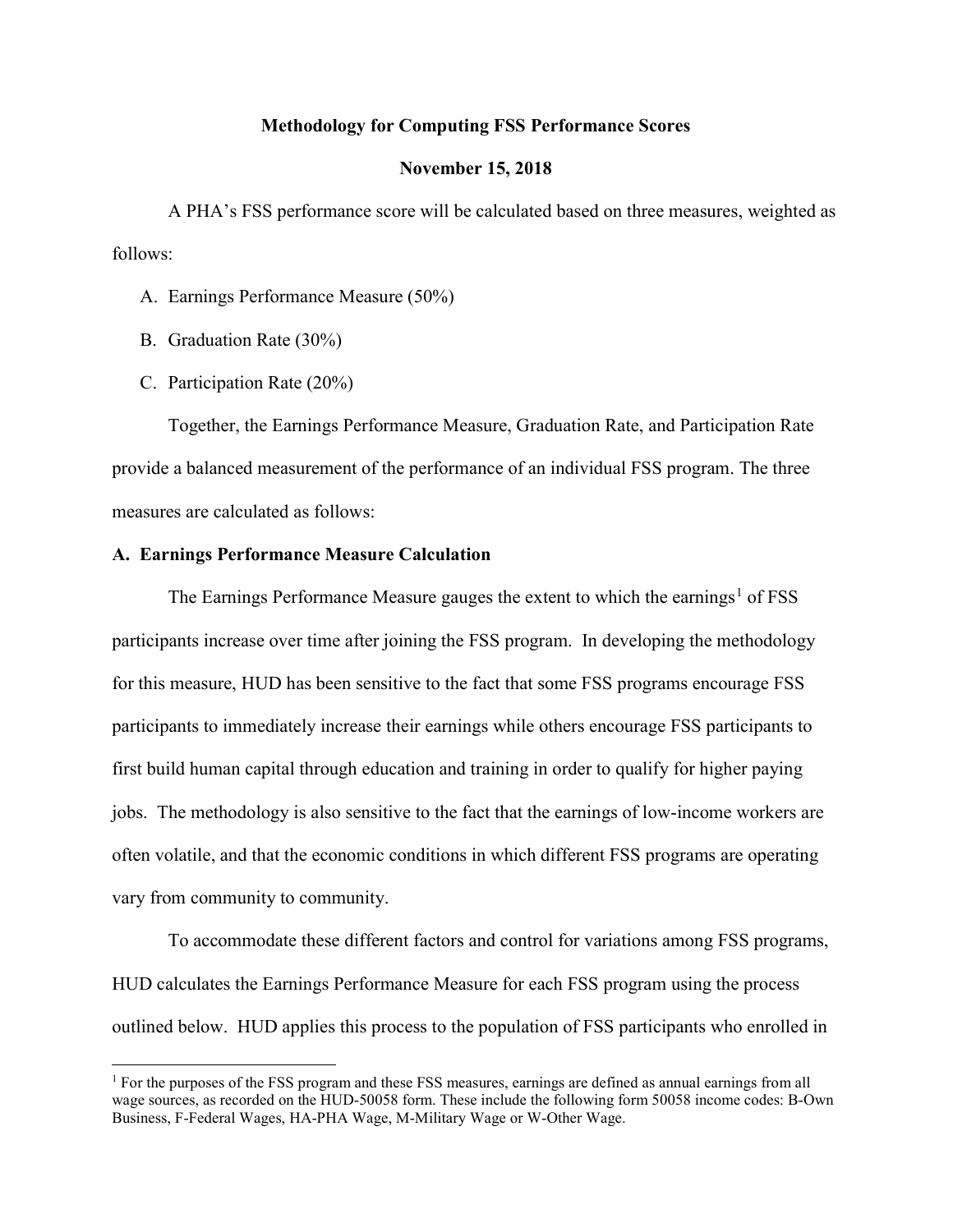# Methodology for Computing FSS Performance Scores

**November 15, 2018**

A PHA's FSS performance score will be calculated based on three measures, weighted as follows:

A. Earnings Performance Measure (50%)

B. Graduation Rate (30%)

C. Participation Rate (20%)

Together, the Earnings Performance Measure, Graduation Rate, and Participation Rate provide a balanced measurement of the performance of an individual FSS program. The three measures are calculated as follows:

## A. Earnings Performance Measure Calculation

The Earnings Performance Measure gauges the extent to which the earnings[1] of FSS participants increase over time after joining the FSS program. In developing the methodology for this measure, HUD has been sensitive to the fact that some FSS programs encourage FSS participants to immediately increase their earnings while others encourage FSS participants to first build human capital through education and training in order to qualify for higher paying jobs. The methodology is also sensitive to the fact that the earnings of low-income workers are often volatile, and that the economic conditions in which different FSS programs are operating vary from community to community.

To accommodate these different factors and control for variations among FSS programs, HUD calculates the Earnings Performance Measure for each FSS program using the process outlined below. HUD applies this process to the population of FSS participants who enrolled in

---

[1] For the purposes of the FSS program and these FSS measures, earnings are defined as annual earnings from all wage sources, as recorded on the HUD-50058 form. These include the following form 50058 income codes: B-Own Business, F-Federal Wages, HA-PHA Wage, M-Military Wage or W-Other Wage.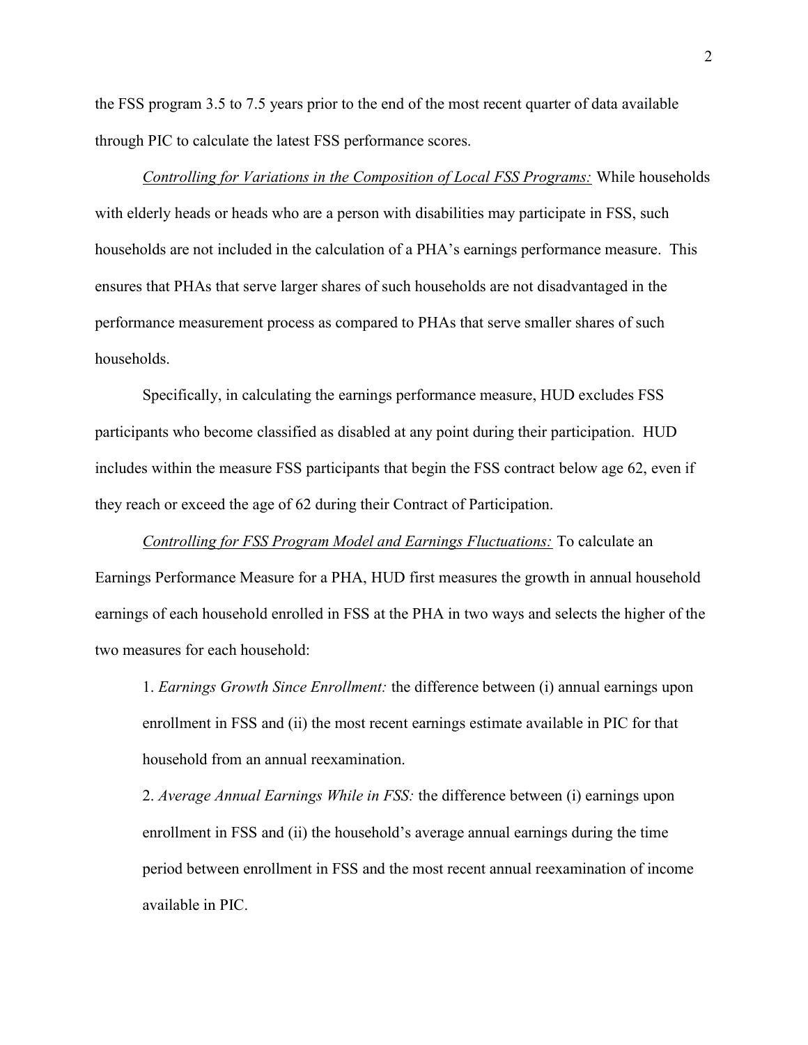the FSS program 3.5 to 7.5 years prior to the end of the most recent quarter of data available through PIC to calculate the latest FSS performance scores.

*Controlling for Variations in the Composition of Local FSS Programs:* While households with elderly heads or heads who are a person with disabilities may participate in FSS, such households are not included in the calculation of a PHA's earnings performance measure. This ensures that PHAs that serve larger shares of such households are not disadvantaged in the performance measurement process as compared to PHAs that serve smaller shares of such households.

Specifically, in calculating the earnings performance measure, HUD excludes FSS participants who become classified as disabled at any point during their participation. HUD includes within the measure FSS participants that begin the FSS contract below age 62, even if they reach or exceed the age of 62 during their Contract of Participation.

*Controlling for FSS Program Model and Earnings Fluctuations:* To calculate an Earnings Performance Measure for a PHA, HUD first measures the growth in annual household earnings of each household enrolled in FSS at the PHA in two ways and selects the higher of the two measures for each household:

1. *Earnings Growth Since Enrollment:* the difference between (i) annual earnings upon enrollment in FSS and (ii) the most recent earnings estimate available in PIC for that household from an annual reexamination.
2. *Average Annual Earnings While in FSS:* the difference between (i) earnings upon enrollment in FSS and (ii) the household's average annual earnings during the time period between enrollment in FSS and the most recent annual reexamination of income available in PIC.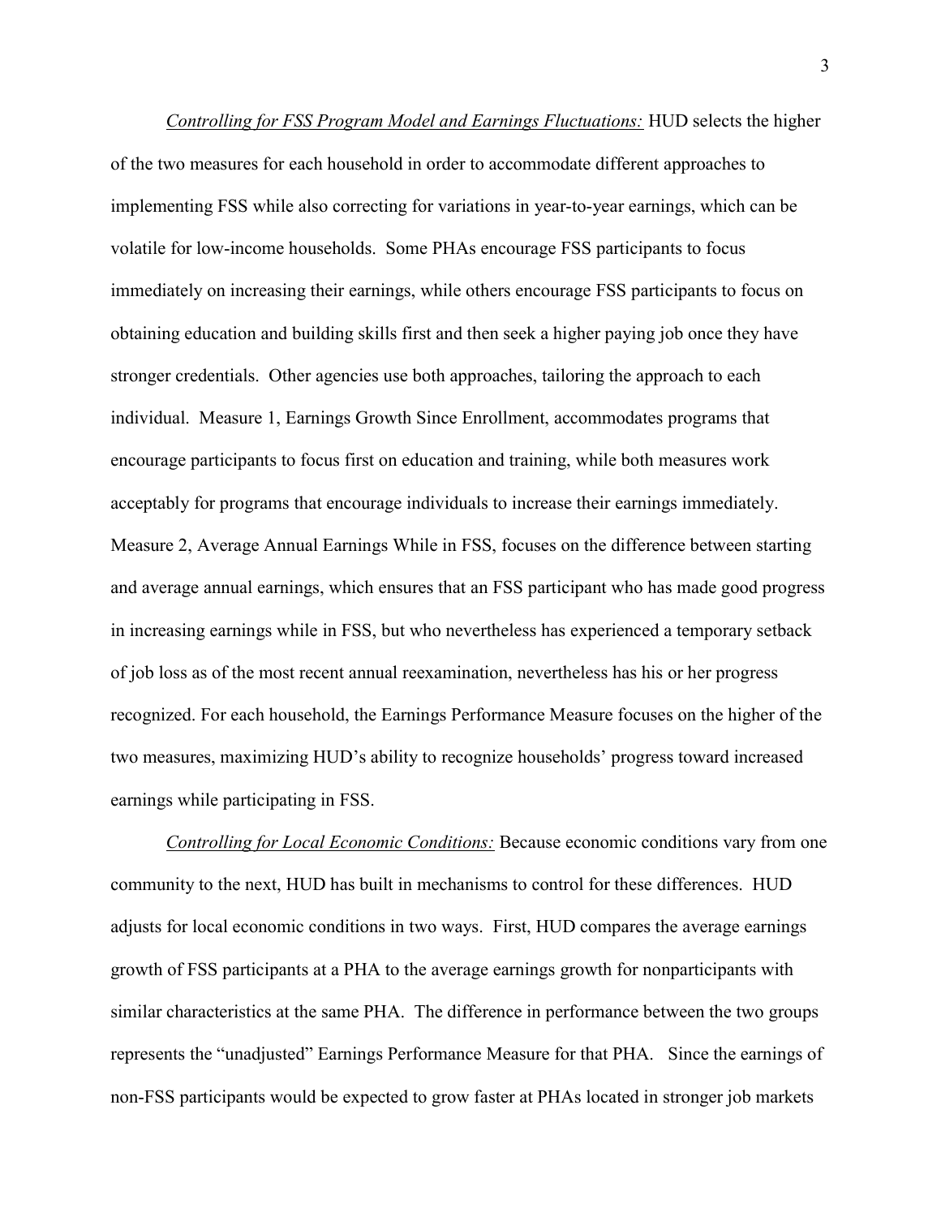*Controlling for FSS Program Model and Earnings Fluctuations:* HUD selects the higher of the two measures for each household in order to accommodate different approaches to implementing FSS while also correcting for variations in year-to-year earnings, which can be volatile for low-income households. Some PHAs encourage FSS participants to focus immediately on increasing their earnings, while others encourage FSS participants to focus on obtaining education and building skills first and then seek a higher paying job once they have stronger credentials. Other agencies use both approaches, tailoring the approach to each individual. Measure 1, Earnings Growth Since Enrollment, accommodates programs that encourage participants to focus first on education and training, while both measures work acceptably for programs that encourage individuals to increase their earnings immediately. Measure 2, Average Annual Earnings While in FSS, focuses on the difference between starting and average annual earnings, which ensures that an FSS participant who has made good progress in increasing earnings while in FSS, but who nevertheless has experienced a temporary setback of job loss as of the most recent annual reexamination, nevertheless has his or her progress recognized. For each household, the Earnings Performance Measure focuses on the higher of the two measures, maximizing HUD's ability to recognize households' progress toward increased earnings while participating in FSS.

*Controlling for Local Economic Conditions:* Because economic conditions vary from one community to the next, HUD has built in mechanisms to control for these differences. HUD adjusts for local economic conditions in two ways. First, HUD compares the average earnings growth of FSS participants at a PHA to the average earnings growth for nonparticipants with similar characteristics at the same PHA. The difference in performance between the two groups represents the "unadjusted" Earnings Performance Measure for that PHA. Since the earnings of non-FSS participants would be expected to grow faster at PHAs located in stronger job markets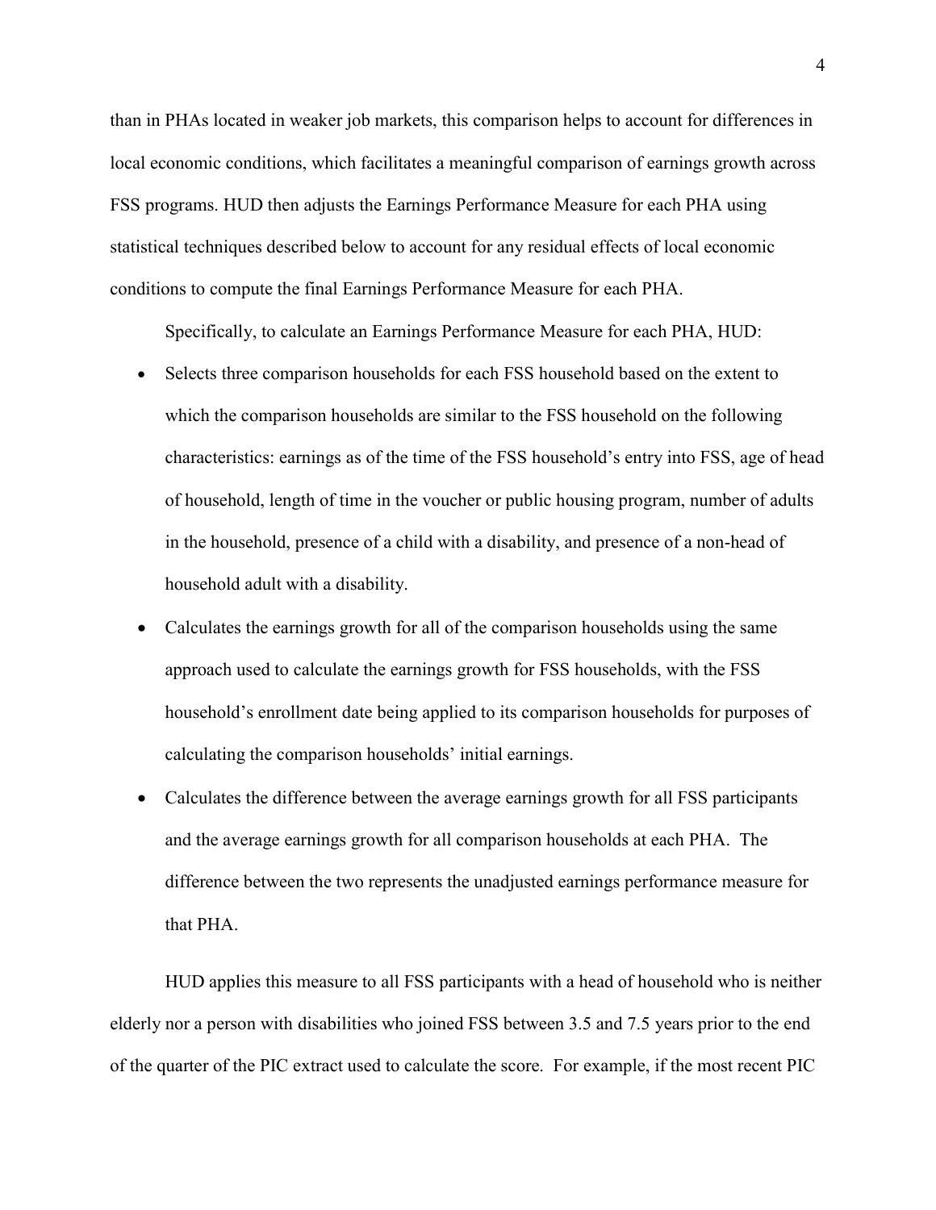than in PHAs located in weaker job markets, this comparison helps to account for differences in local economic conditions, which facilitates a meaningful comparison of earnings growth across FSS programs. HUD then adjusts the Earnings Performance Measure for each PHA using statistical techniques described below to account for any residual effects of local economic conditions to compute the final Earnings Performance Measure for each PHA.

Specifically, to calculate an Earnings Performance Measure for each PHA, HUD:

- Selects three comparison households for each FSS household based on the extent to which the comparison households are similar to the FSS household on the following characteristics: earnings as of the time of the FSS household's entry into FSS, age of head of household, length of time in the voucher or public housing program, number of adults in the household, presence of a child with a disability, and presence of a non-head of household adult with a disability.
- Calculates the earnings growth for all of the comparison households using the same approach used to calculate the earnings growth for FSS households, with the FSS household's enrollment date being applied to its comparison households for purposes of calculating the comparison households' initial earnings.
- Calculates the difference between the average earnings growth for all FSS participants and the average earnings growth for all comparison households at each PHA. The difference between the two represents the unadjusted earnings performance measure for that PHA.

HUD applies this measure to all FSS participants with a head of household who is neither elderly nor a person with disabilities who joined FSS between 3.5 and 7.5 years prior to the end of the quarter of the PIC extract used to calculate the score. For example, if the most recent PIC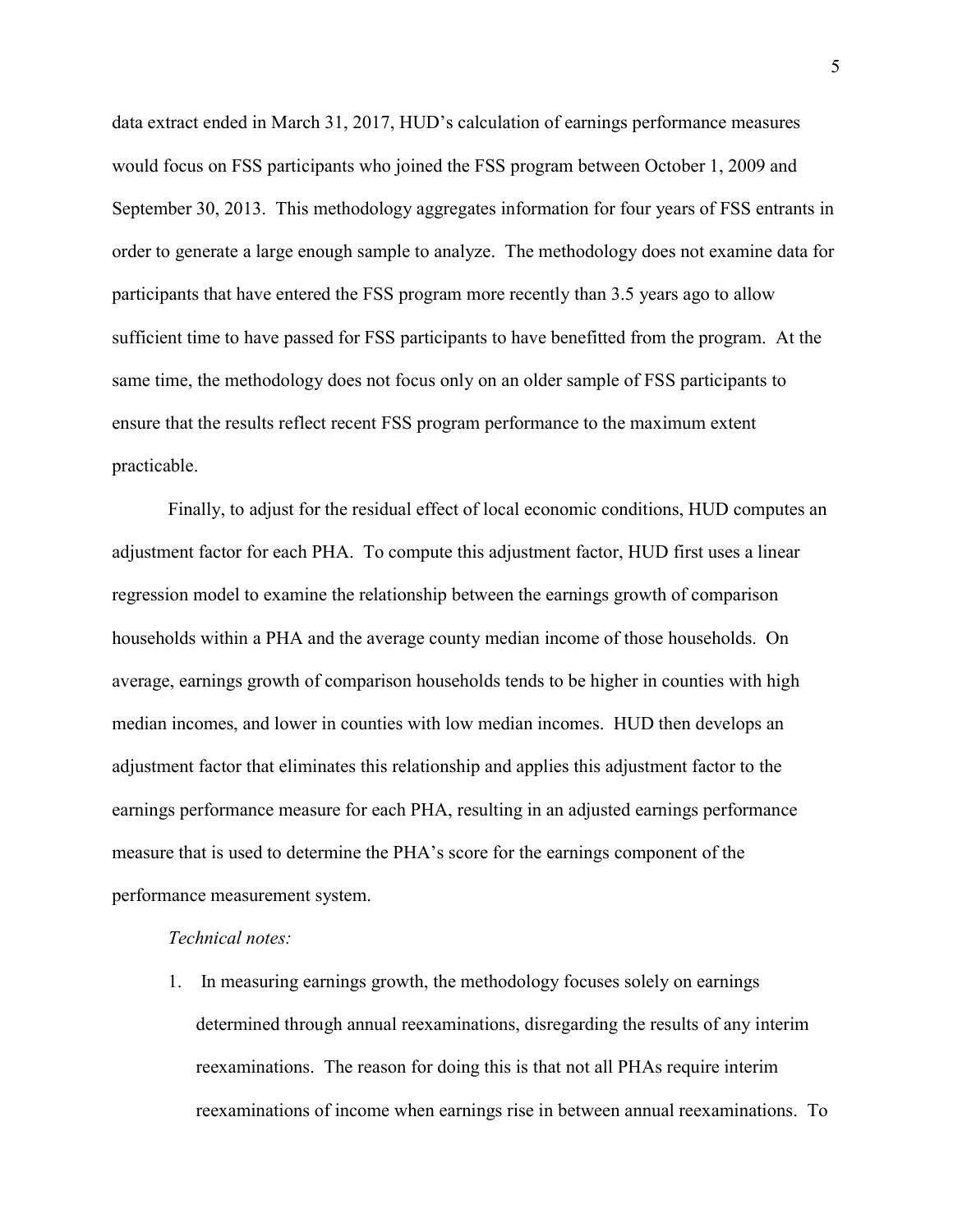data extract ended in March 31, 2017, HUD's calculation of earnings performance measures would focus on FSS participants who joined the FSS program between October 1, 2009 and September 30, 2013. This methodology aggregates information for four years of FSS entrants in order to generate a large enough sample to analyze. The methodology does not examine data for participants that have entered the FSS program more recently than 3.5 years ago to allow sufficient time to have passed for FSS participants to have benefitted from the program. At the same time, the methodology does not focus only on an older sample of FSS participants to ensure that the results reflect recent FSS program performance to the maximum extent practicable.

Finally, to adjust for the residual effect of local economic conditions, HUD computes an adjustment factor for each PHA. To compute this adjustment factor, HUD first uses a linear regression model to examine the relationship between the earnings growth of comparison households within a PHA and the average county median income of those households. On average, earnings growth of comparison households tends to be higher in counties with high median incomes, and lower in counties with low median incomes. HUD then develops an adjustment factor that eliminates this relationship and applies this adjustment factor to the earnings performance measure for each PHA, resulting in an adjusted earnings performance measure that is used to determine the PHA's score for the earnings component of the performance measurement system.

*Technical notes:*

1. In measuring earnings growth, the methodology focuses solely on earnings determined through annual reexaminations, disregarding the results of any interim reexaminations. The reason for doing this is that not all PHAs require interim reexaminations of income when earnings rise in between annual reexaminations. To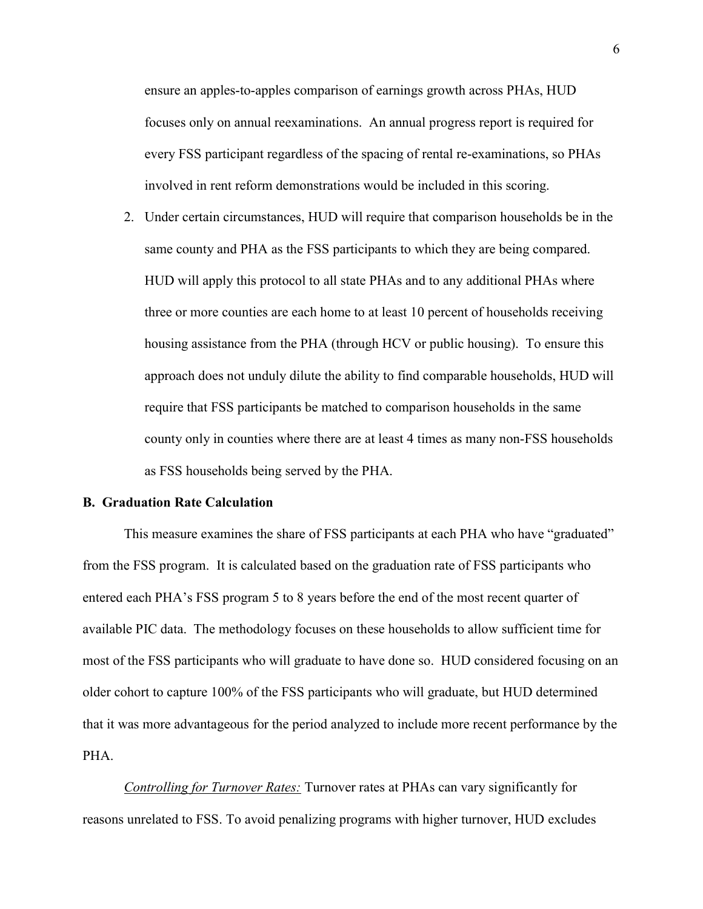ensure an apples-to-apples comparison of earnings growth across PHAs, HUD focuses only on annual reexaminations. An annual progress report is required for every FSS participant regardless of the spacing of rental re-examinations, so PHAs involved in rent reform demonstrations would be included in this scoring.

2. Under certain circumstances, HUD will require that comparison households be in the same county and PHA as the FSS participants to which they are being compared. HUD will apply this protocol to all state PHAs and to any additional PHAs where three or more counties are each home to at least 10 percent of households receiving housing assistance from the PHA (through HCV or public housing). To ensure this approach does not unduly dilute the ability to find comparable households, HUD will require that FSS participants be matched to comparison households in the same county only in counties where there are at least 4 times as many non-FSS households as FSS households being served by the PHA.

**B. Graduation Rate Calculation**

This measure examines the share of FSS participants at each PHA who have "graduated" from the FSS program. It is calculated based on the graduation rate of FSS participants who entered each PHA's FSS program 5 to 8 years before the end of the most recent quarter of available PIC data. The methodology focuses on these households to allow sufficient time for most of the FSS participants who will graduate to have done so. HUD considered focusing on an older cohort to capture 100% of the FSS participants who will graduate, but HUD determined that it was more advantageous for the period analyzed to include more recent performance by the PHA.

*Controlling for Turnover Rates:* Turnover rates at PHAs can vary significantly for reasons unrelated to FSS. To avoid penalizing programs with higher turnover, HUD excludes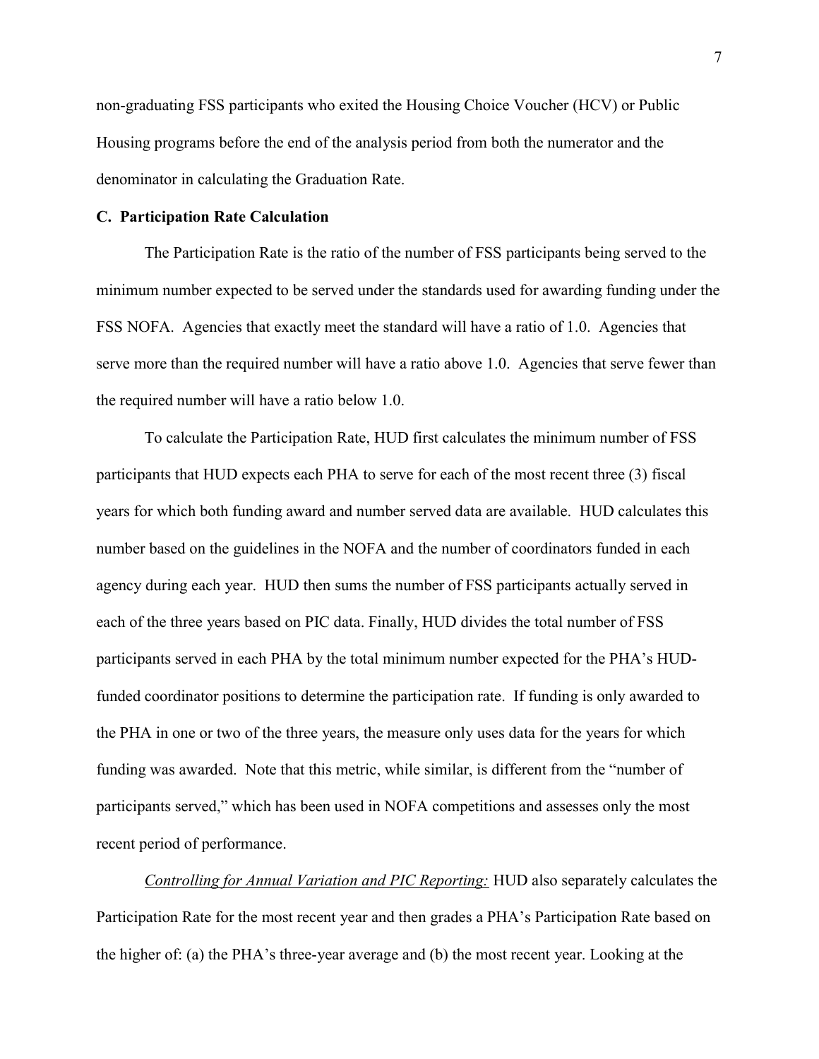non-graduating FSS participants who exited the Housing Choice Voucher (HCV) or Public Housing programs before the end of the analysis period from both the numerator and the denominator in calculating the Graduation Rate.

### C. Participation Rate Calculation

The Participation Rate is the ratio of the number of FSS participants being served to the minimum number expected to be served under the standards used for awarding funding under the FSS NOFA. Agencies that exactly meet the standard will have a ratio of 1.0. Agencies that serve more than the required number will have a ratio above 1.0. Agencies that serve fewer than the required number will have a ratio below 1.0.

To calculate the Participation Rate, HUD first calculates the minimum number of FSS participants that HUD expects each PHA to serve for each of the most recent three (3) fiscal years for which both funding award and number served data are available. HUD calculates this number based on the guidelines in the NOFA and the number of coordinators funded in each agency during each year. HUD then sums the number of FSS participants actually served in each of the three years based on PIC data. Finally, HUD divides the total number of FSS participants served in each PHA by the total minimum number expected for the PHA's HUD-funded coordinator positions to determine the participation rate. If funding is only awarded to the PHA in one or two of the three years, the measure only uses data for the years for which funding was awarded. Note that this metric, while similar, is different from the "number of participants served," which has been used in NOFA competitions and assesses only the most recent period of performance.

*Controlling for Annual Variation and PIC Reporting:* HUD also separately calculates the Participation Rate for the most recent year and then grades a PHA's Participation Rate based on the higher of: (a) the PHA's three-year average and (b) the most recent year. Looking at the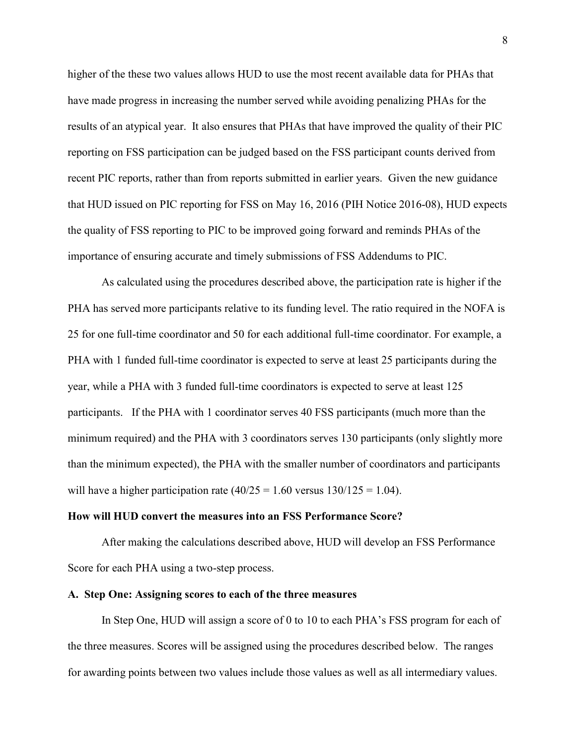higher of the these two values allows HUD to use the most recent available data for PHAs that have made progress in increasing the number served while avoiding penalizing PHAs for the results of an atypical year. It also ensures that PHAs that have improved the quality of their PIC reporting on FSS participation can be judged based on the FSS participant counts derived from recent PIC reports, rather than from reports submitted in earlier years. Given the new guidance that HUD issued on PIC reporting for FSS on May 16, 2016 (PIH Notice 2016-08), HUD expects the quality of FSS reporting to PIC to be improved going forward and reminds PHAs of the importance of ensuring accurate and timely submissions of FSS Addendums to PIC.

As calculated using the procedures described above, the participation rate is higher if the PHA has served more participants relative to its funding level. The ratio required in the NOFA is 25 for one full-time coordinator and 50 for each additional full-time coordinator. For example, a PHA with 1 funded full-time coordinator is expected to serve at least 25 participants during the year, while a PHA with 3 funded full-time coordinators is expected to serve at least 125 participants. If the PHA with 1 coordinator serves 40 FSS participants (much more than the minimum required) and the PHA with 3 coordinators serves 130 participants (only slightly more than the minimum expected), the PHA with the smaller number of coordinators and participants will have a higher participation rate ($40/25 = 1.60$ versus $130/125 = 1.04$).

**How will HUD convert the measures into an FSS Performance Score?**

After making the calculations described above, HUD will develop an FSS Performance Score for each PHA using a two-step process.

**A. Step One: Assigning scores to each of the three measures**

In Step One, HUD will assign a score of 0 to 10 to each PHA's FSS program for each of the three measures. Scores will be assigned using the procedures described below. The ranges for awarding points between two values include those values as well as all intermediary values.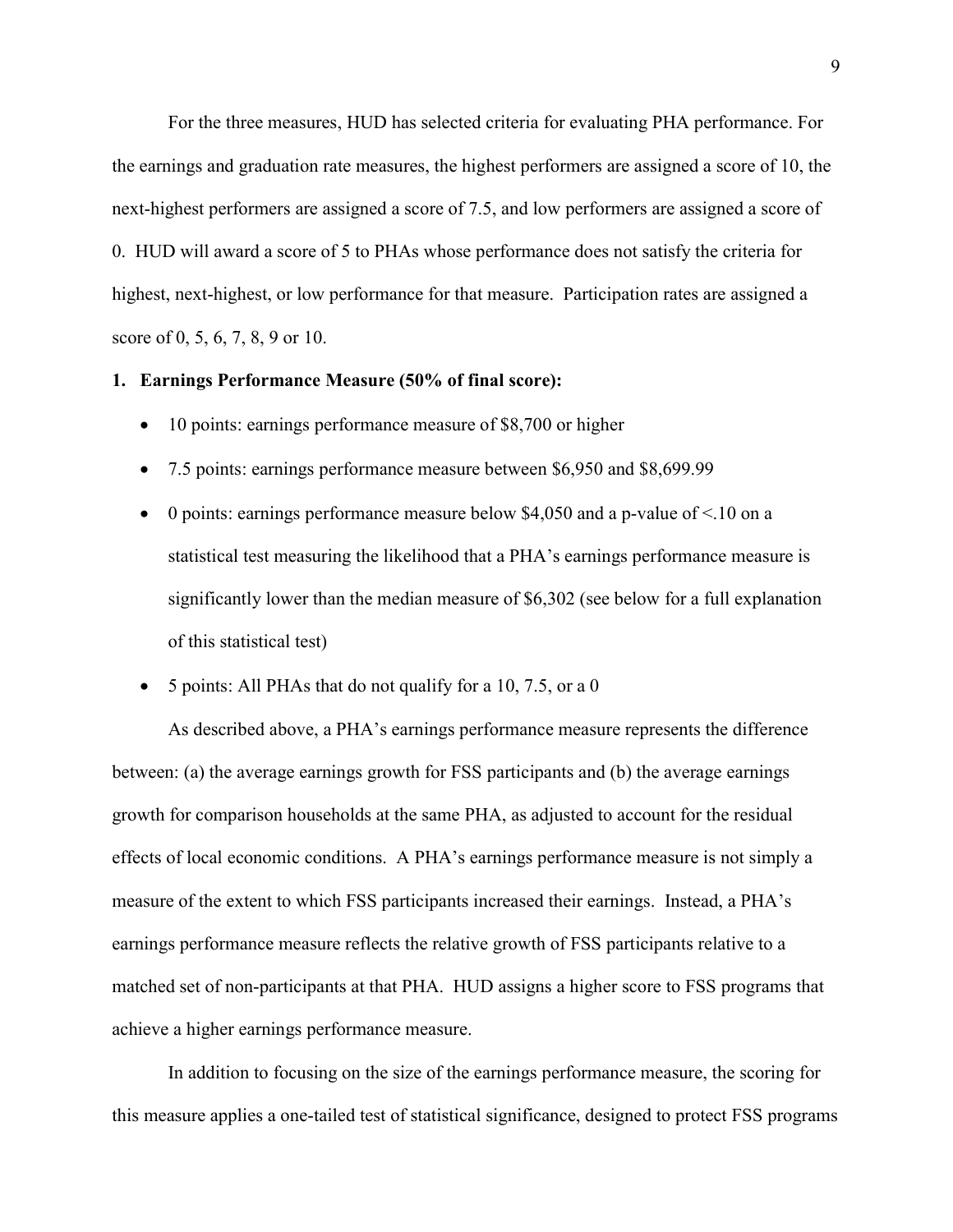For the three measures, HUD has selected criteria for evaluating PHA performance. For the earnings and graduation rate measures, the highest performers are assigned a score of 10, the next-highest performers are assigned a score of 7.5, and low performers are assigned a score of 0. HUD will award a score of 5 to PHAs whose performance does not satisfy the criteria for highest, next-highest, or low performance for that measure. Participation rates are assigned a score of 0, 5, 6, 7, 8, 9 or 10.

**1. Earnings Performance Measure (50% of final score):**

- 10 points: earnings performance measure of $8,700 or higher
- 7.5 points: earnings performance measure between $6,950 and $8,699.99
- 0 points: earnings performance measure below $4,050 and a p-value of <.10 on a statistical test measuring the likelihood that a PHA's earnings performance measure is significantly lower than the median measure of $6,302 (see below for a full explanation of this statistical test)
- 5 points: All PHAs that do not qualify for a 10, 7.5, or a 0

As described above, a PHA's earnings performance measure represents the difference between: (a) the average earnings growth for FSS participants and (b) the average earnings growth for comparison households at the same PHA, as adjusted to account for the residual effects of local economic conditions. A PHA's earnings performance measure is not simply a measure of the extent to which FSS participants increased their earnings. Instead, a PHA's earnings performance measure reflects the relative growth of FSS participants relative to a matched set of non-participants at that PHA. HUD assigns a higher score to FSS programs that achieve a higher earnings performance measure.

In addition to focusing on the size of the earnings performance measure, the scoring for this measure applies a one-tailed test of statistical significance, designed to protect FSS programs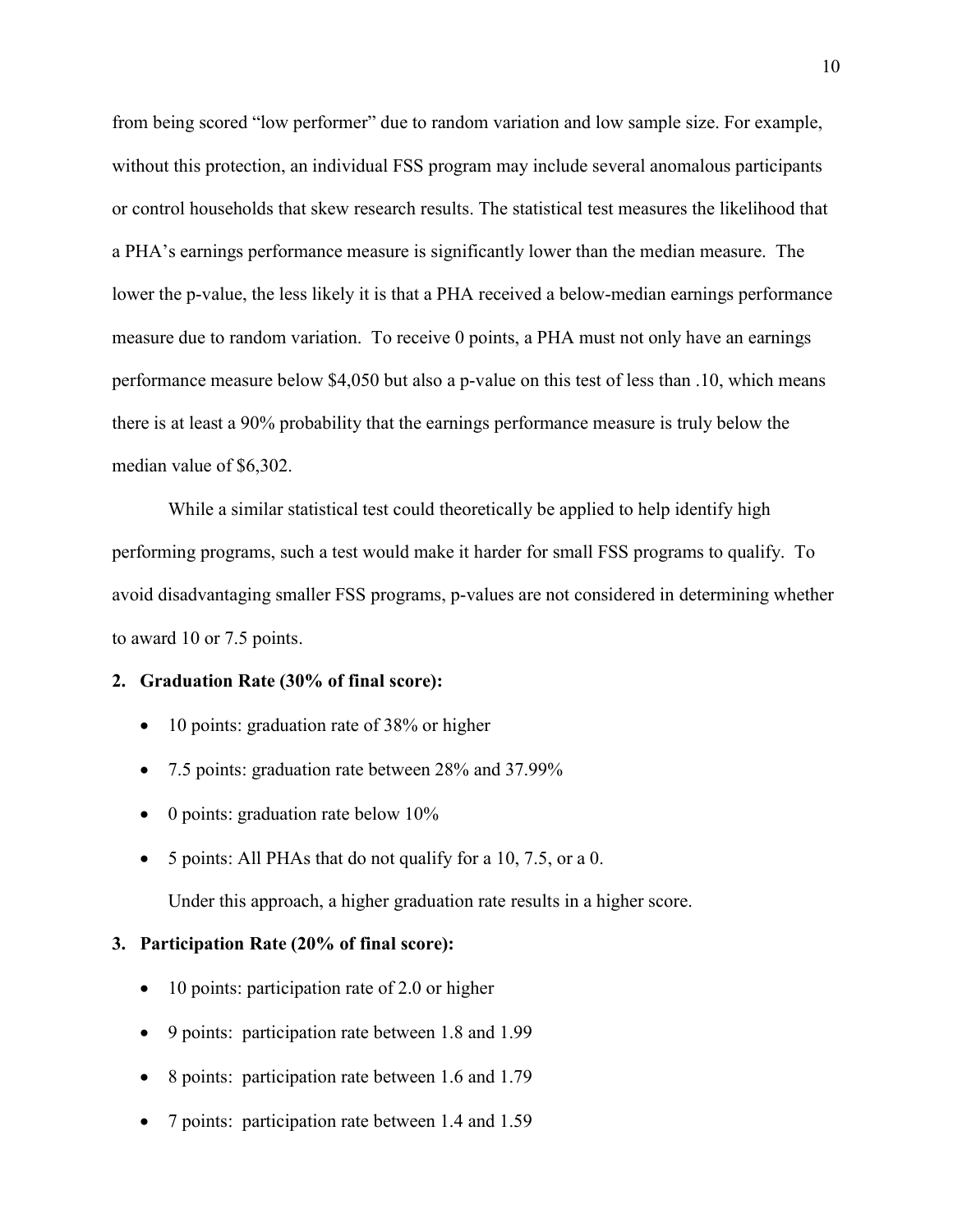from being scored "low performer" due to random variation and low sample size. For example, without this protection, an individual FSS program may include several anomalous participants or control households that skew research results. The statistical test measures the likelihood that a PHA's earnings performance measure is significantly lower than the median measure. The lower the p-value, the less likely it is that a PHA received a below-median earnings performance measure due to random variation. To receive 0 points, a PHA must not only have an earnings performance measure below $4,050 but also a p-value on this test of less than .10, which means there is at least a 90% probability that the earnings performance measure is truly below the median value of $6,302.

While a similar statistical test could theoretically be applied to help identify high performing programs, such a test would make it harder for small FSS programs to qualify. To avoid disadvantaging smaller FSS programs, p-values are not considered in determining whether to award 10 or 7.5 points.

**2. Graduation Rate (30% of final score):**

- 10 points: graduation rate of 38% or higher
- 7.5 points: graduation rate between 28% and 37.99%
- 0 points: graduation rate below 10%
- 5 points: All PHAs that do not qualify for a 10, 7.5, or a 0.

  Under this approach, a higher graduation rate results in a higher score.

**3. Participation Rate (20% of final score):**

- 10 points: participation rate of 2.0 or higher
- 9 points: participation rate between 1.8 and 1.99
- 8 points: participation rate between 1.6 and 1.79
- 7 points: participation rate between 1.4 and 1.59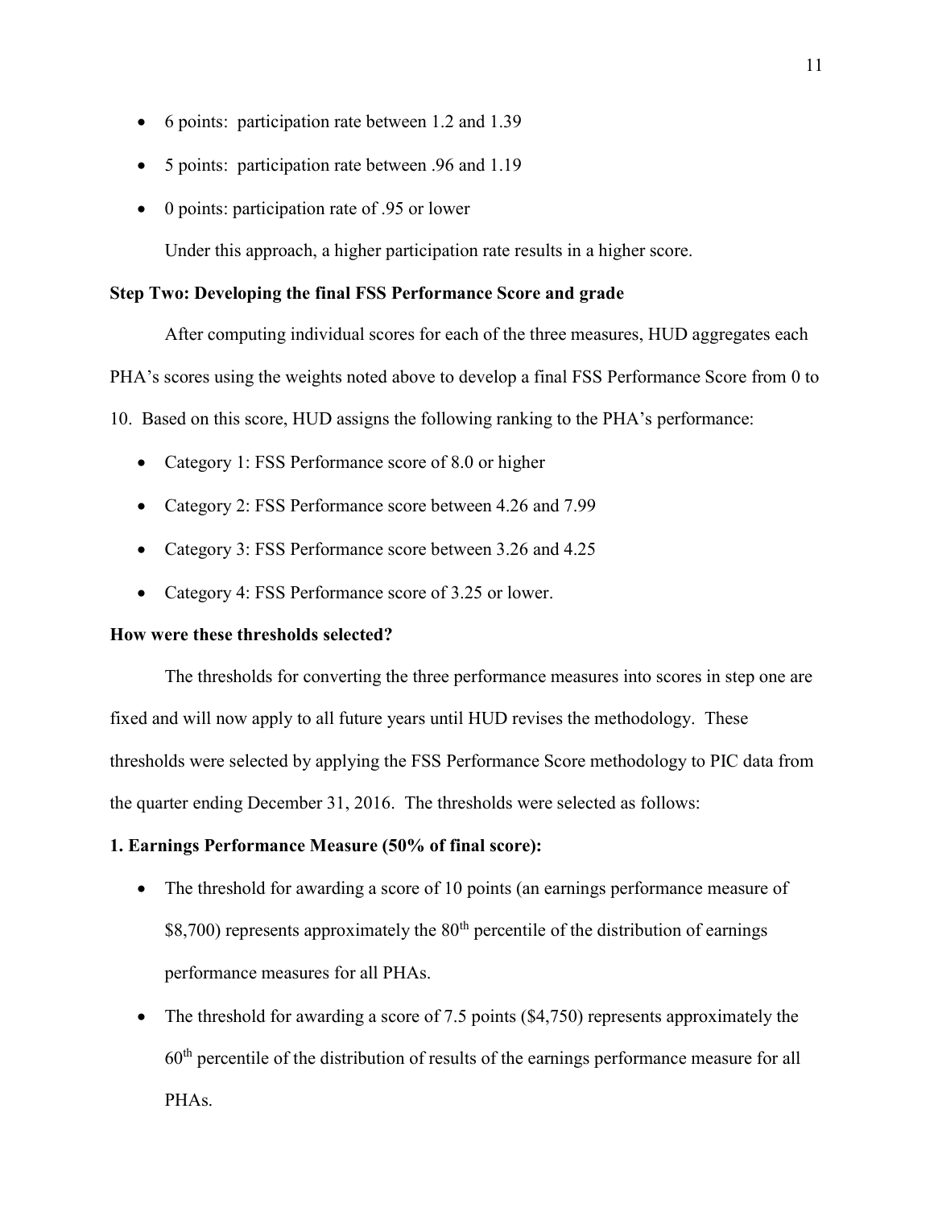- 6 points: participation rate between 1.2 and 1.39
- 5 points: participation rate between .96 and 1.19
- 0 points: participation rate of .95 or lower

Under this approach, a higher participation rate results in a higher score.

**Step Two: Developing the final FSS Performance Score and grade**

After computing individual scores for each of the three measures, HUD aggregates each PHA's scores using the weights noted above to develop a final FSS Performance Score from 0 to 10. Based on this score, HUD assigns the following ranking to the PHA's performance:

- Category 1: FSS Performance score of 8.0 or higher
- Category 2: FSS Performance score between 4.26 and 7.99
- Category 3: FSS Performance score between 3.26 and 4.25
- Category 4: FSS Performance score of 3.25 or lower.

**How were these thresholds selected?**

The thresholds for converting the three performance measures into scores in step one are fixed and will now apply to all future years until HUD revises the methodology. These thresholds were selected by applying the FSS Performance Score methodology to PIC data from the quarter ending December 31, 2016. The thresholds were selected as follows:

**1. Earnings Performance Measure (50% of final score):**

- The threshold for awarding a score of 10 points (an earnings performance measure of $8,700) represents approximately the 80th percentile of the distribution of earnings performance measures for all PHAs.
- The threshold for awarding a score of 7.5 points ($4,750) represents approximately the 60th percentile of the distribution of results of the earnings performance measure for all PHAs.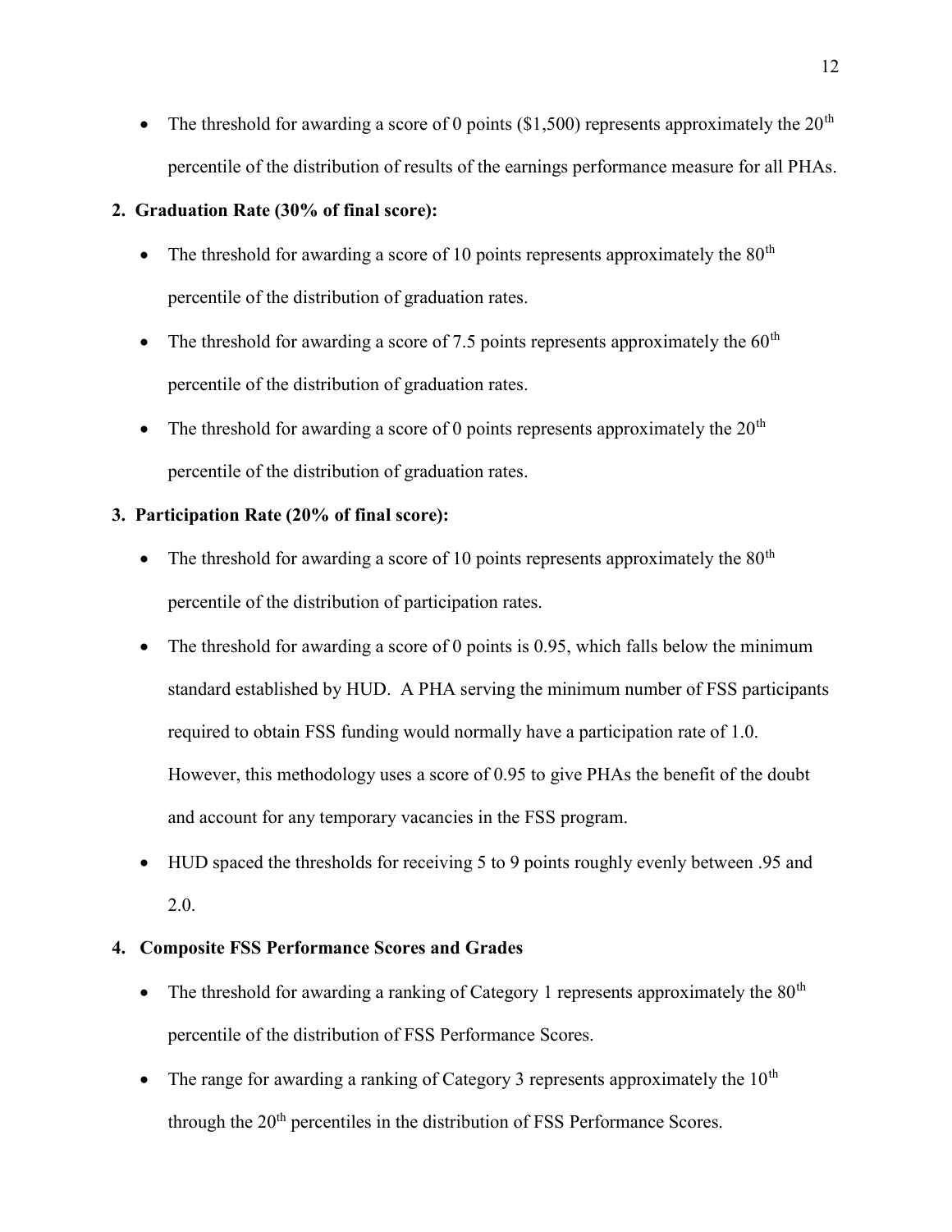- The threshold for awarding a score of 0 points ($1,500) represents approximately the 20th percentile of the distribution of results of the earnings performance measure for all PHAs.

**2. Graduation Rate (30% of final score):**

- The threshold for awarding a score of 10 points represents approximately the 80th percentile of the distribution of graduation rates.
- The threshold for awarding a score of 7.5 points represents approximately the 60th percentile of the distribution of graduation rates.
- The threshold for awarding a score of 0 points represents approximately the 20th percentile of the distribution of graduation rates.

**3. Participation Rate (20% of final score):**

- The threshold for awarding a score of 10 points represents approximately the 80th percentile of the distribution of participation rates.
- The threshold for awarding a score of 0 points is 0.95, which falls below the minimum standard established by HUD. A PHA serving the minimum number of FSS participants required to obtain FSS funding would normally have a participation rate of 1.0. However, this methodology uses a score of 0.95 to give PHAs the benefit of the doubt and account for any temporary vacancies in the FSS program.
- HUD spaced the thresholds for receiving 5 to 9 points roughly evenly between .95 and 2.0.

**4. Composite FSS Performance Scores and Grades**

- The threshold for awarding a ranking of Category 1 represents approximately the 80th percentile of the distribution of FSS Performance Scores.
- The range for awarding a ranking of Category 3 represents approximately the 10th through the 20th percentiles in the distribution of FSS Performance Scores.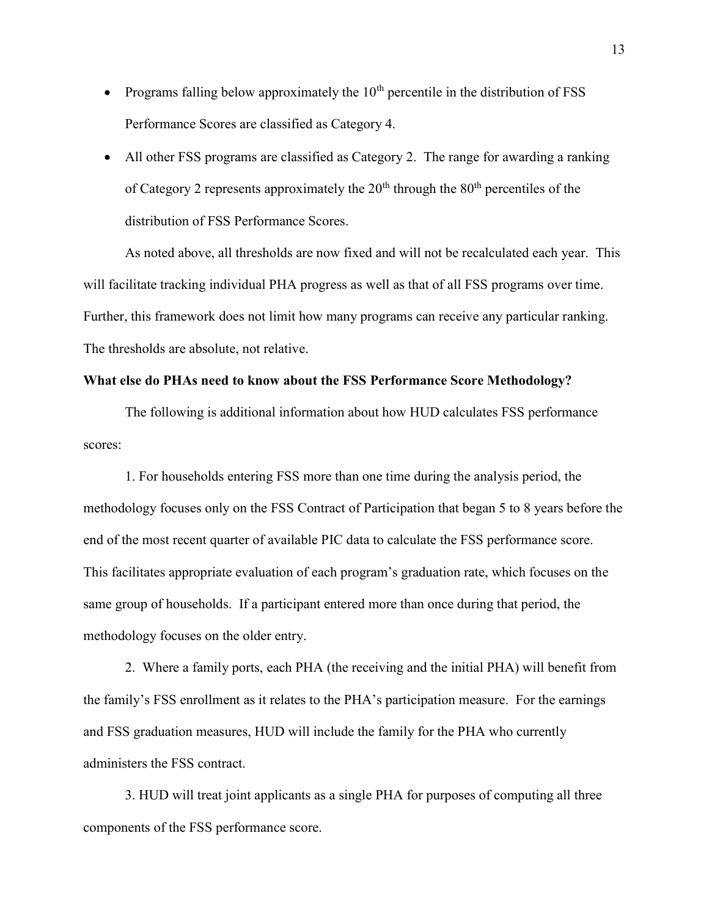- Programs falling below approximately the 10th percentile in the distribution of FSS Performance Scores are classified as Category 4.
- All other FSS programs are classified as Category 2. The range for awarding a ranking of Category 2 represents approximately the 20th through the 80th percentiles of the distribution of FSS Performance Scores.

As noted above, all thresholds are now fixed and will not be recalculated each year. This will facilitate tracking individual PHA progress as well as that of all FSS programs over time. Further, this framework does not limit how many programs can receive any particular ranking. The thresholds are absolute, not relative.

**What else do PHAs need to know about the FSS Performance Score Methodology?**

The following is additional information about how HUD calculates FSS performance scores:

1. For households entering FSS more than one time during the analysis period, the methodology focuses only on the FSS Contract of Participation that began 5 to 8 years before the end of the most recent quarter of available PIC data to calculate the FSS performance score. This facilitates appropriate evaluation of each program's graduation rate, which focuses on the same group of households. If a participant entered more than once during that period, the methodology focuses on the older entry.

2. Where a family ports, each PHA (the receiving and the initial PHA) will benefit from the family's FSS enrollment as it relates to the PHA's participation measure. For the earnings and FSS graduation measures, HUD will include the family for the PHA who currently administers the FSS contract.

3. HUD will treat joint applicants as a single PHA for purposes of computing all three components of the FSS performance score.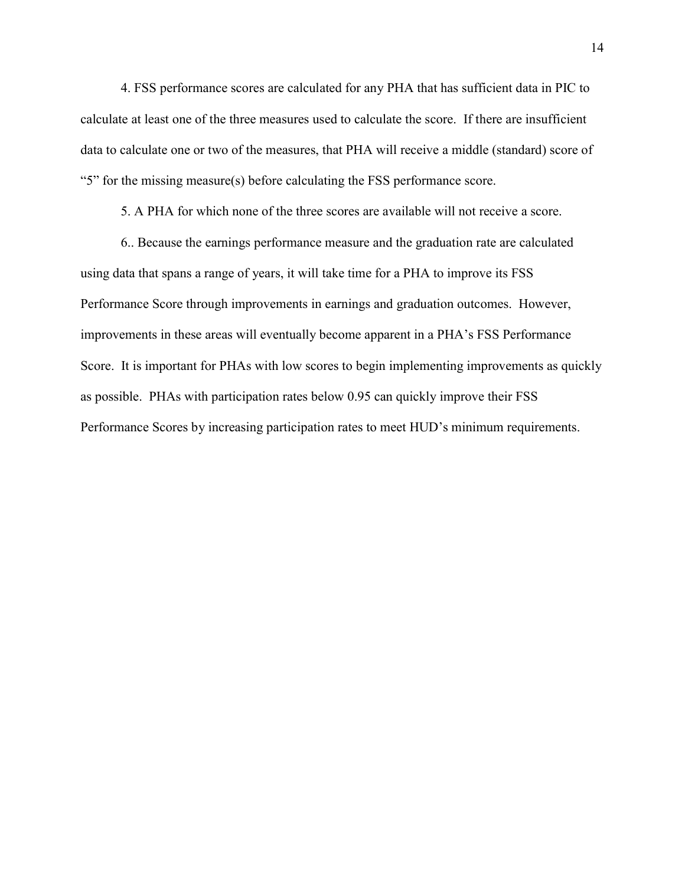4. FSS performance scores are calculated for any PHA that has sufficient data in PIC to calculate at least one of the three measures used to calculate the score. If there are insufficient data to calculate one or two of the measures, that PHA will receive a middle (standard) score of "5" for the missing measure(s) before calculating the FSS performance score.

5. A PHA for which none of the three scores are available will not receive a score.

6.. Because the earnings performance measure and the graduation rate are calculated using data that spans a range of years, it will take time for a PHA to improve its FSS Performance Score through improvements in earnings and graduation outcomes. However, improvements in these areas will eventually become apparent in a PHA's FSS Performance Score. It is important for PHAs with low scores to begin implementing improvements as quickly as possible. PHAs with participation rates below 0.95 can quickly improve their FSS Performance Scores by increasing participation rates to meet HUD's minimum requirements.